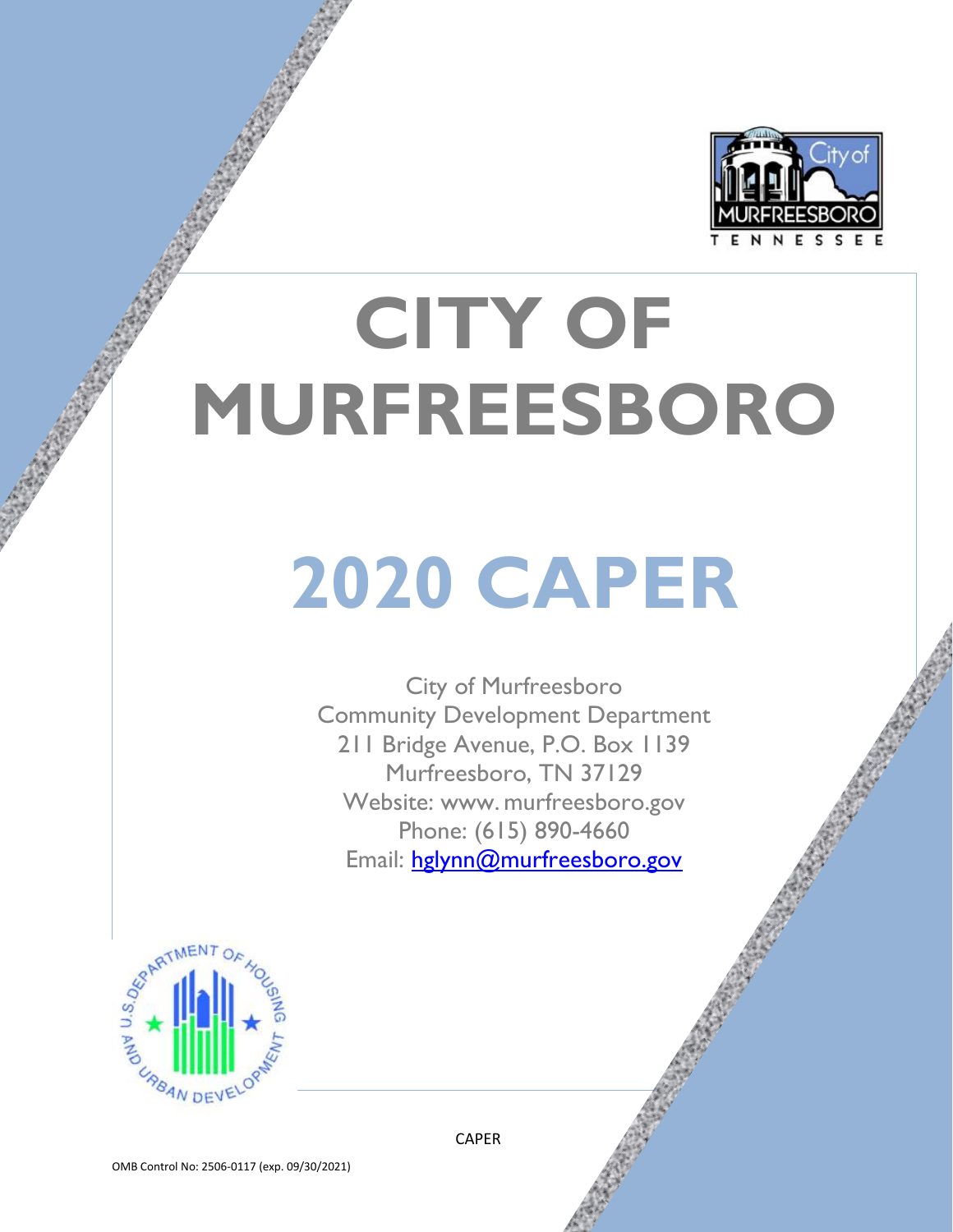# CITY OF MURFREESBORO

# 2020 CAPER

City of Murfreesboro
Community Development Department
211 Bridge Avenue, P.O. Box 1139
Murfreesboro, TN 37129
Website: www. murfreesboro.gov
Phone: (615) 890-4660
Email: hglynn@murfreesboro.gov

CAPER

OMB Control No: 2506-0117 (exp. 09/30/2021)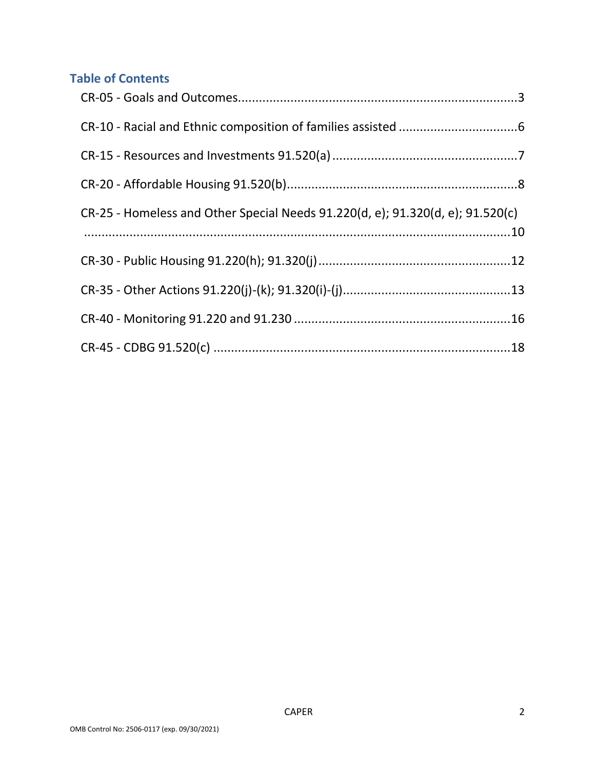## Table of Contents

CR-05 - Goals and Outcomes....3

CR-10 - Racial and Ethnic composition of families assisted ....6

CR-15 - Resources and Investments 91.520(a) ....7

CR-20 - Affordable Housing 91.520(b)....8

CR-25 - Homeless and Other Special Needs 91.220(d, e); 91.320(d, e); 91.520(c) ....10

CR-30 - Public Housing 91.220(h); 91.320(j) ....12

CR-35 - Other Actions 91.220(j)-(k); 91.320(i)-(j)....13

CR-40 - Monitoring 91.220 and 91.230 ....16

CR-45 - CDBG 91.520(c) ....18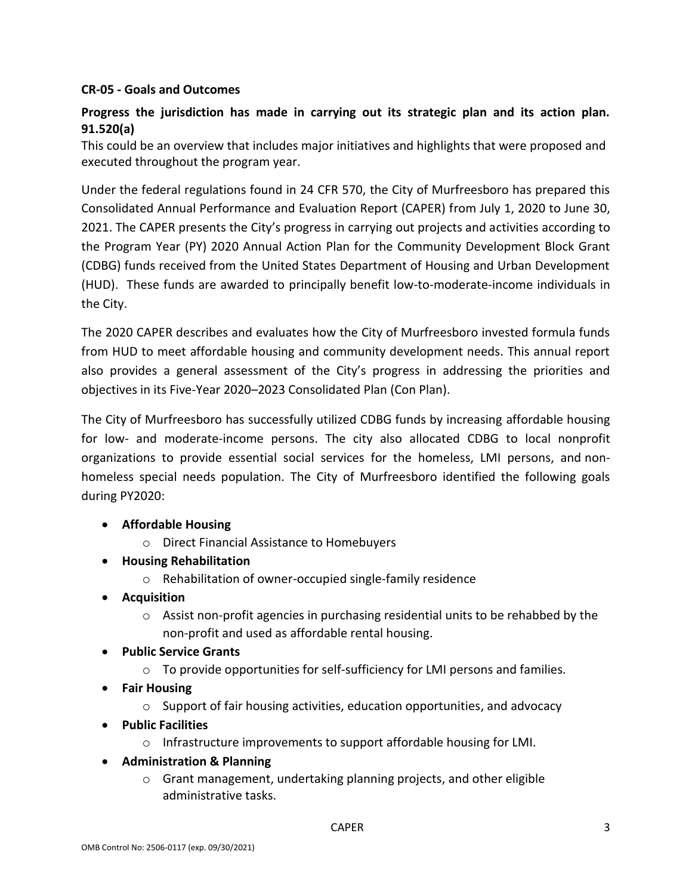## CR-05 - Goals and Outcomes

### Progress the jurisdiction has made in carrying out its strategic plan and its action plan. 91.520(a)

This could be an overview that includes major initiatives and highlights that were proposed and executed throughout the program year.

Under the federal regulations found in 24 CFR 570, the City of Murfreesboro has prepared this Consolidated Annual Performance and Evaluation Report (CAPER) from July 1, 2020 to June 30, 2021. The CAPER presents the City's progress in carrying out projects and activities according to the Program Year (PY) 2020 Annual Action Plan for the Community Development Block Grant (CDBG) funds received from the United States Department of Housing and Urban Development (HUD). These funds are awarded to principally benefit low-to-moderate-income individuals in the City.

The 2020 CAPER describes and evaluates how the City of Murfreesboro invested formula funds from HUD to meet affordable housing and community development needs. This annual report also provides a general assessment of the City's progress in addressing the priorities and objectives in its Five-Year 2020–2023 Consolidated Plan (Con Plan).

The City of Murfreesboro has successfully utilized CDBG funds by increasing affordable housing for low- and moderate-income persons. The city also allocated CDBG to local nonprofit organizations to provide essential social services for the homeless, LMI persons, and non-homeless special needs population. The City of Murfreesboro identified the following goals during PY2020:

- **Affordable Housing**
  - Direct Financial Assistance to Homebuyers
- **Housing Rehabilitation**
  - Rehabilitation of owner-occupied single-family residence
- **Acquisition**
  - Assist non-profit agencies in purchasing residential units to be rehabbed by the non-profit and used as affordable rental housing.
- **Public Service Grants**
  - To provide opportunities for self-sufficiency for LMI persons and families.
- **Fair Housing**
  - Support of fair housing activities, education opportunities, and advocacy
- **Public Facilities**
  - Infrastructure improvements to support affordable housing for LMI.
- **Administration & Planning**
  - Grant management, undertaking planning projects, and other eligible administrative tasks.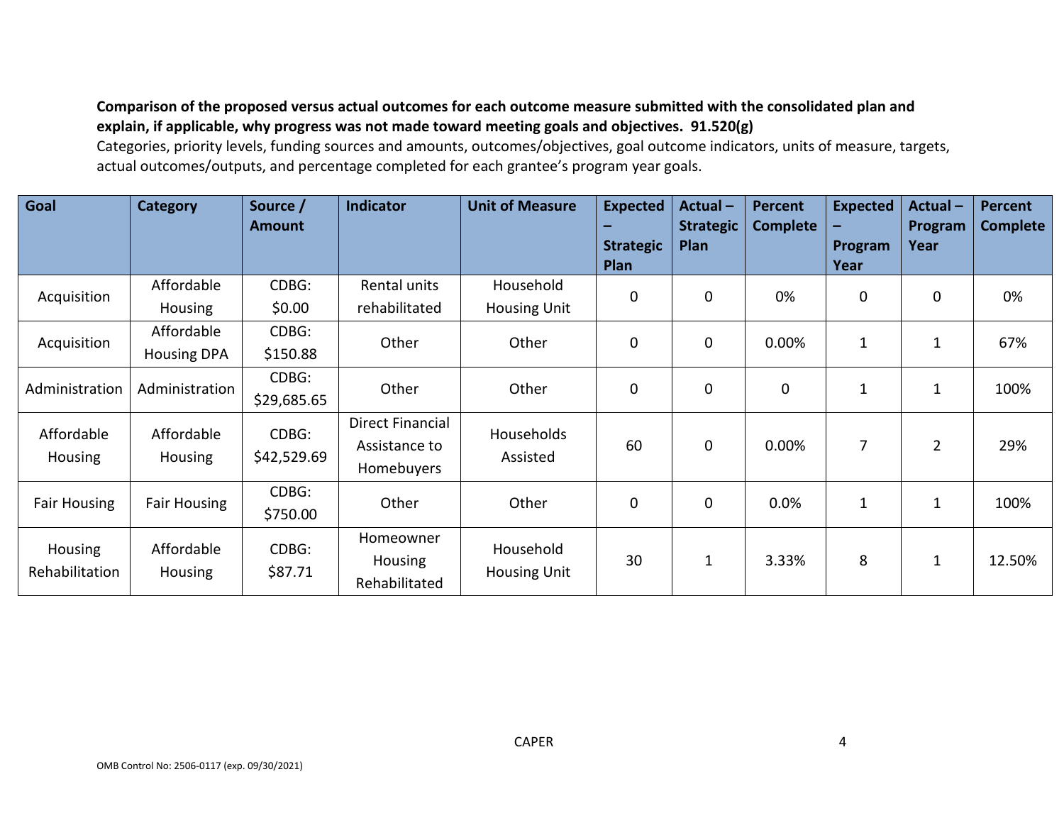**Comparison of the proposed versus actual outcomes for each outcome measure submitted with the consolidated plan and explain, if applicable, why progress was not made toward meeting goals and objectives. 91.520(g)**

Categories, priority levels, funding sources and amounts, outcomes/objectives, goal outcome indicators, units of measure, targets, actual outcomes/outputs, and percentage completed for each grantee's program year goals.

| Goal | Category | Source / Amount | Indicator | Unit of Measure | Expected – Strategic Plan | Actual – Strategic Plan | Percent Complete | Expected – Program Year | Actual – Program Year | Percent Complete |
|---|---|---|---|---|---|---|---|---|---|---|
| Acquisition | Affordable Housing | CDBG: $0.00 | Rental units rehabilitated | Household Housing Unit | 0 | 0 | 0% | 0 | 0 | 0% |
| Acquisition | Affordable Housing DPA | CDBG: $150.88 | Other | Other | 0 | 0 | 0.00% | 1 | 1 | 67% |
| Administration | Administration | CDBG: $29,685.65 | Other | Other | 0 | 0 | 0 | 1 | 1 | 100% |
| Affordable Housing | Affordable Housing | CDBG: $42,529.69 | Direct Financial Assistance to Homebuyers | Households Assisted | 60 | 0 | 0.00% | 7 | 2 | 29% |
| Fair Housing | Fair Housing | CDBG: $750.00 | Other | Other | 0 | 0 | 0.0% | 1 | 1 | 100% |
| Housing Rehabilitation | Affordable Housing | CDBG: $87.71 | Homeowner Housing Rehabilitated | Household Housing Unit | 30 | 1 | 3.33% | 8 | 1 | 12.50% |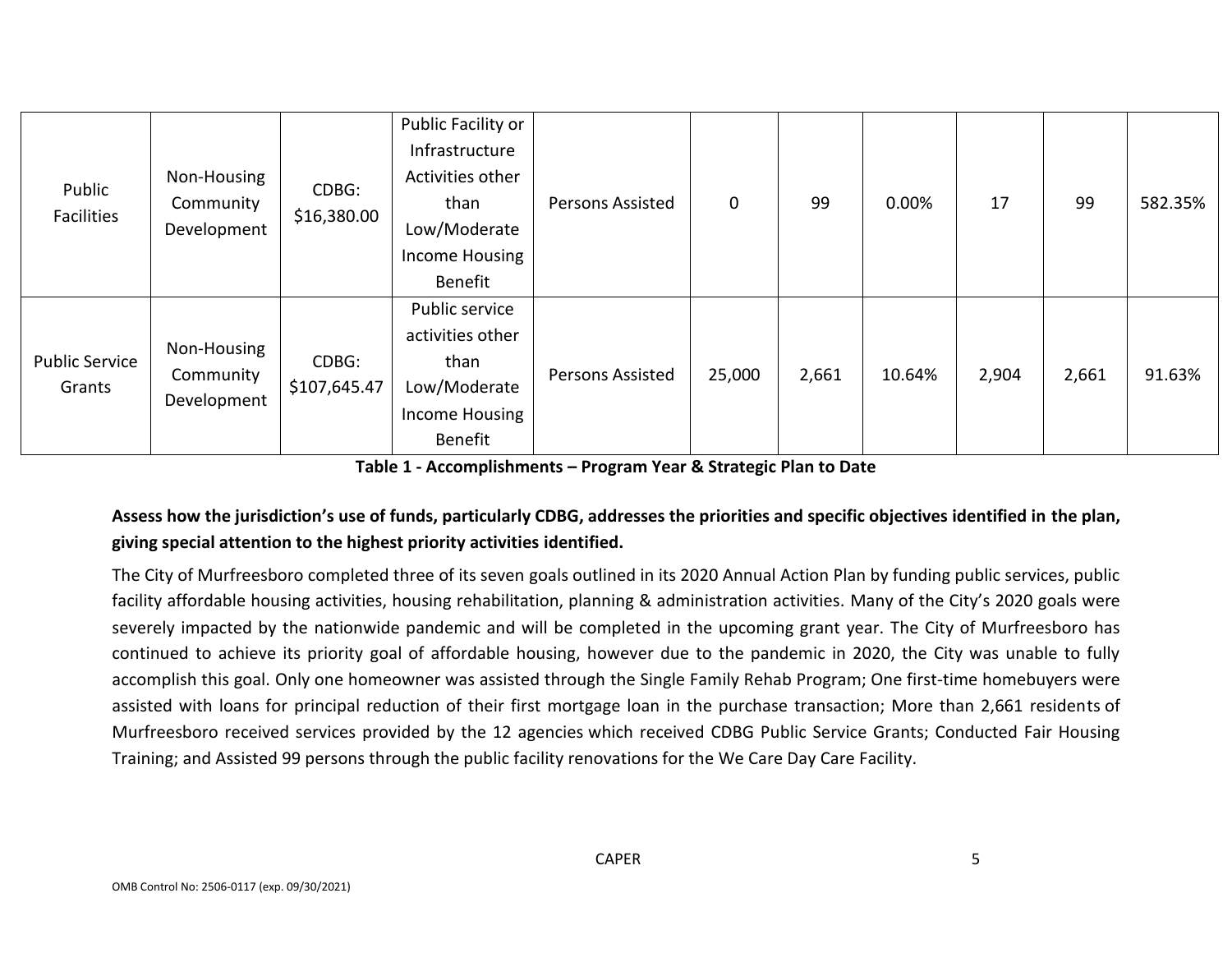| Public Facilities | Non-Housing Community Development | CDBG: $16,380.00 | Public Facility or Infrastructure Activities other than Low/Moderate Income Housing Benefit | Persons Assisted | 0 | 99 | 0.00% | 17 | 99 | 582.35% |
|---|---|---|---|---|---|---|---|---|---|---|
| Public Service Grants | Non-Housing Community Development | CDBG: $107,645.47 | Public service activities other than Low/Moderate Income Housing Benefit | Persons Assisted | 25,000 | 2,661 | 10.64% | 2,904 | 2,661 | 91.63% |

**Table 1 - Accomplishments – Program Year & Strategic Plan to Date**

**Assess how the jurisdiction's use of funds, particularly CDBG, addresses the priorities and specific objectives identified in the plan, giving special attention to the highest priority activities identified.**

The City of Murfreesboro completed three of its seven goals outlined in its 2020 Annual Action Plan by funding public services, public facility affordable housing activities, housing rehabilitation, planning & administration activities. Many of the City's 2020 goals were severely impacted by the nationwide pandemic and will be completed in the upcoming grant year. The City of Murfreesboro has continued to achieve its priority goal of affordable housing, however due to the pandemic in 2020, the City was unable to fully accomplish this goal. Only one homeowner was assisted through the Single Family Rehab Program; One first-time homebuyers were assisted with loans for principal reduction of their first mortgage loan in the purchase transaction; More than 2,661 residents of Murfreesboro received services provided by the 12 agencies which received CDBG Public Service Grants; Conducted Fair Housing Training; and Assisted 99 persons through the public facility renovations for the We Care Day Care Facility.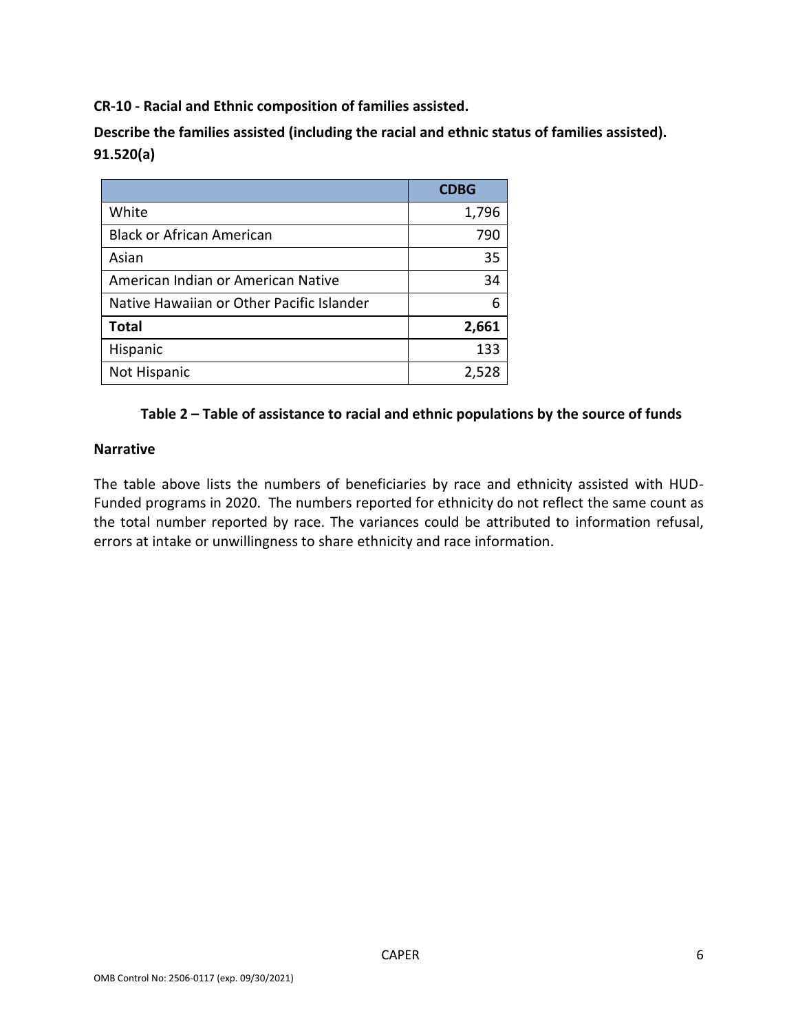**CR-10 - Racial and Ethnic composition of families assisted.**

**Describe the families assisted (including the racial and ethnic status of families assisted). 91.520(a)**

| | **CDBG** |
|---|---|
| White | 1,796 |
| Black or African American | 790 |
| Asian | 35 |
| American Indian or American Native | 34 |
| Native Hawaiian or Other Pacific Islander | 6 |
| **Total** | **2,661** |
| Hispanic | 133 |
| Not Hispanic | 2,528 |

**Table 2 – Table of assistance to racial and ethnic populations by the source of funds**

**Narrative**

The table above lists the numbers of beneficiaries by race and ethnicity assisted with HUD-Funded programs in 2020. The numbers reported for ethnicity do not reflect the same count as the total number reported by race. The variances could be attributed to information refusal, errors at intake or unwillingness to share ethnicity and race information.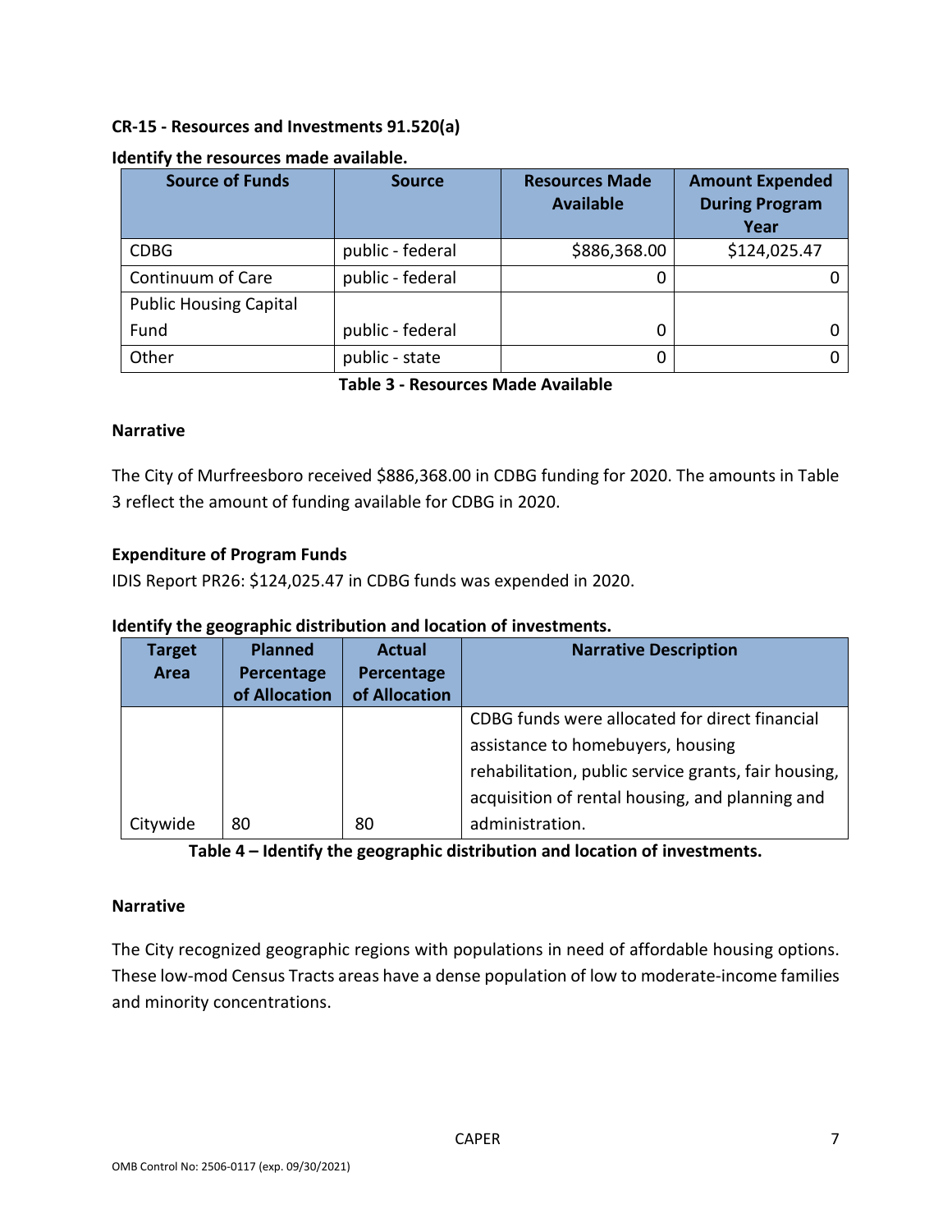## CR-15 - Resources and Investments 91.520(a)

**Identify the resources made available.**

| Source of Funds | Source | Resources Made Available | Amount Expended During Program Year |
|---|---|---|---|
| CDBG | public - federal | $886,368.00 | $124,025.47 |
| Continuum of Care | public - federal | 0 | 0 |
| Public Housing Capital Fund | public - federal | 0 | 0 |
| Other | public - state | 0 | 0 |

**Table 3 - Resources Made Available**

### Narrative

The City of Murfreesboro received $886,368.00 in CDBG funding for 2020. The amounts in Table 3 reflect the amount of funding available for CDBG in 2020.

### Expenditure of Program Funds

IDIS Report PR26: $124,025.47 in CDBG funds was expended in 2020.

**Identify the geographic distribution and location of investments.**

| Target Area | Planned Percentage of Allocation | Actual Percentage of Allocation | Narrative Description |
|---|---|---|---|
| Citywide | 80 | 80 | CDBG funds were allocated for direct financial assistance to homebuyers, housing rehabilitation, public service grants, fair housing, acquisition of rental housing, and planning and administration. |

**Table 4 – Identify the geographic distribution and location of investments.**

### Narrative

The City recognized geographic regions with populations in need of affordable housing options. These low-mod Census Tracts areas have a dense population of low to moderate-income families and minority concentrations.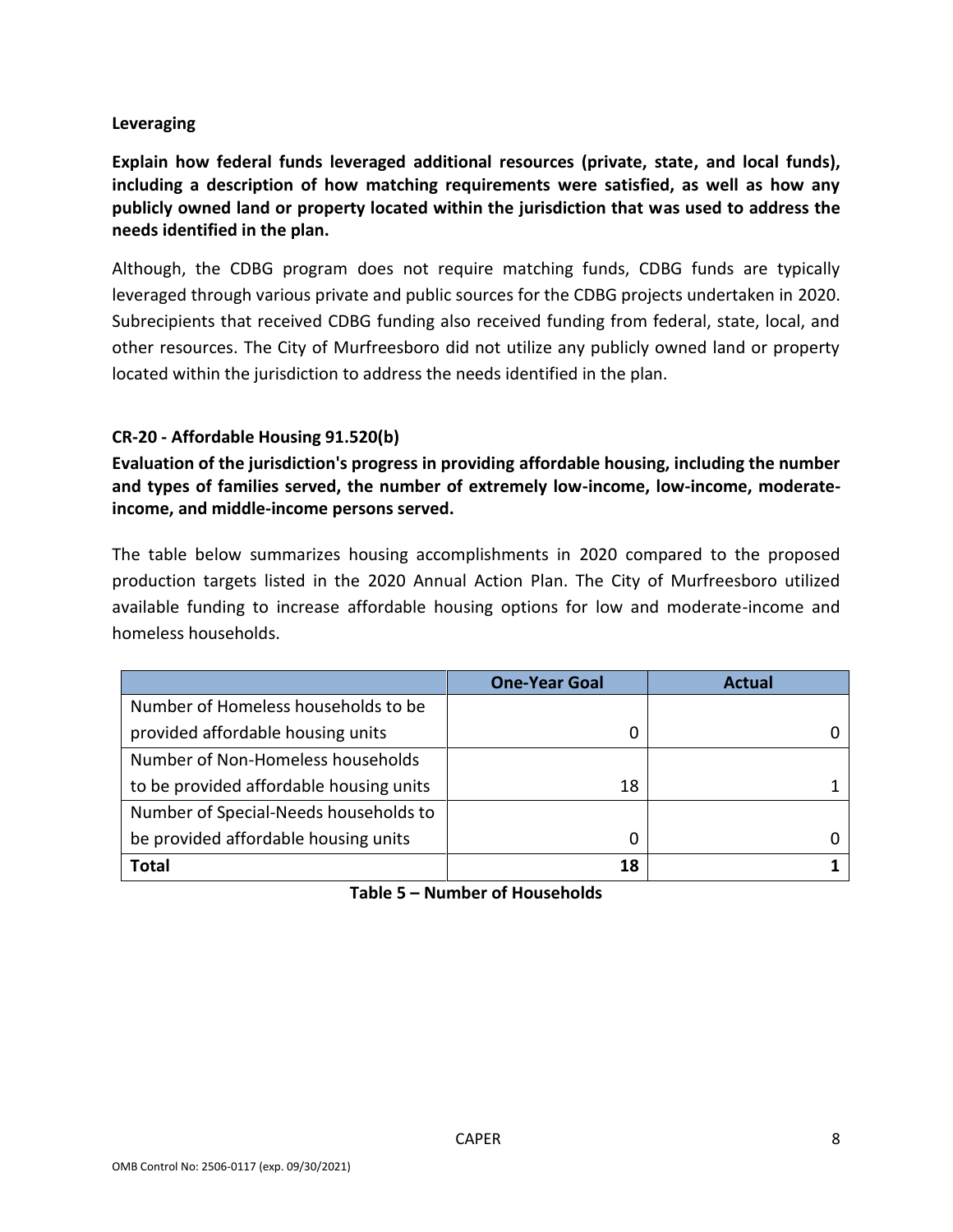**Leveraging**

**Explain how federal funds leveraged additional resources (private, state, and local funds), including a description of how matching requirements were satisfied, as well as how any publicly owned land or property located within the jurisdiction that was used to address the needs identified in the plan.**

Although, the CDBG program does not require matching funds, CDBG funds are typically leveraged through various private and public sources for the CDBG projects undertaken in 2020. Subrecipients that received CDBG funding also received funding from federal, state, local, and other resources. The City of Murfreesboro did not utilize any publicly owned land or property located within the jurisdiction to address the needs identified in the plan.

## CR-20 - Affordable Housing 91.520(b)

**Evaluation of the jurisdiction's progress in providing affordable housing, including the number and types of families served, the number of extremely low-income, low-income, moderate-income, and middle-income persons served.**

The table below summarizes housing accomplishments in 2020 compared to the proposed production targets listed in the 2020 Annual Action Plan. The City of Murfreesboro utilized available funding to increase affordable housing options for low and moderate-income and homeless households.

| | One-Year Goal | Actual |
|---|---|---|
| Number of Homeless households to be provided affordable housing units | 0 | 0 |
| Number of Non-Homeless households to be provided affordable housing units | 18 | 1 |
| Number of Special-Needs households to be provided affordable housing units | 0 | 0 |
| **Total** | **18** | **1** |

**Table 5 – Number of Households**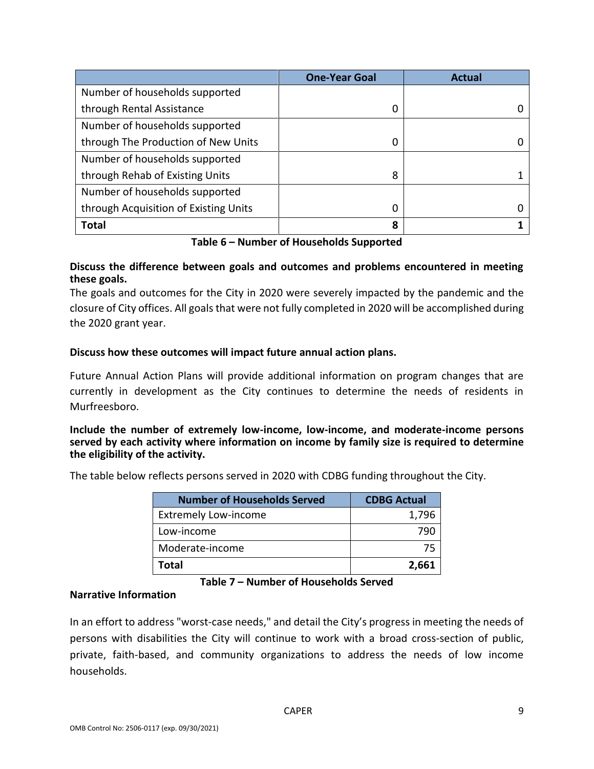| | One-Year Goal | Actual |
|---|---|---|
| Number of households supported through Rental Assistance | 0 | 0 |
| Number of households supported through The Production of New Units | 0 | 0 |
| Number of households supported through Rehab of Existing Units | 8 | 1 |
| Number of households supported through Acquisition of Existing Units | 0 | 0 |
| **Total** | **8** | **1** |

**Table 6 – Number of Households Supported**

**Discuss the difference between goals and outcomes and problems encountered in meeting these goals.**

The goals and outcomes for the City in 2020 were severely impacted by the pandemic and the closure of City offices. All goals that were not fully completed in 2020 will be accomplished during the 2020 grant year.

**Discuss how these outcomes will impact future annual action plans.**

Future Annual Action Plans will provide additional information on program changes that are currently in development as the City continues to determine the needs of residents in Murfreesboro.

**Include the number of extremely low-income, low-income, and moderate-income persons served by each activity where information on income by family size is required to determine the eligibility of the activity.**

The table below reflects persons served in 2020 with CDBG funding throughout the City.

| Number of Households Served | CDBG Actual |
|---|---|
| Extremely Low-income | 1,796 |
| Low-income | 790 |
| Moderate-income | 75 |
| **Total** | **2,661** |

**Table 7 – Number of Households Served**

**Narrative Information**

In an effort to address "worst-case needs," and detail the City's progress in meeting the needs of persons with disabilities the City will continue to work with a broad cross-section of public, private, faith-based, and community organizations to address the needs of low income households.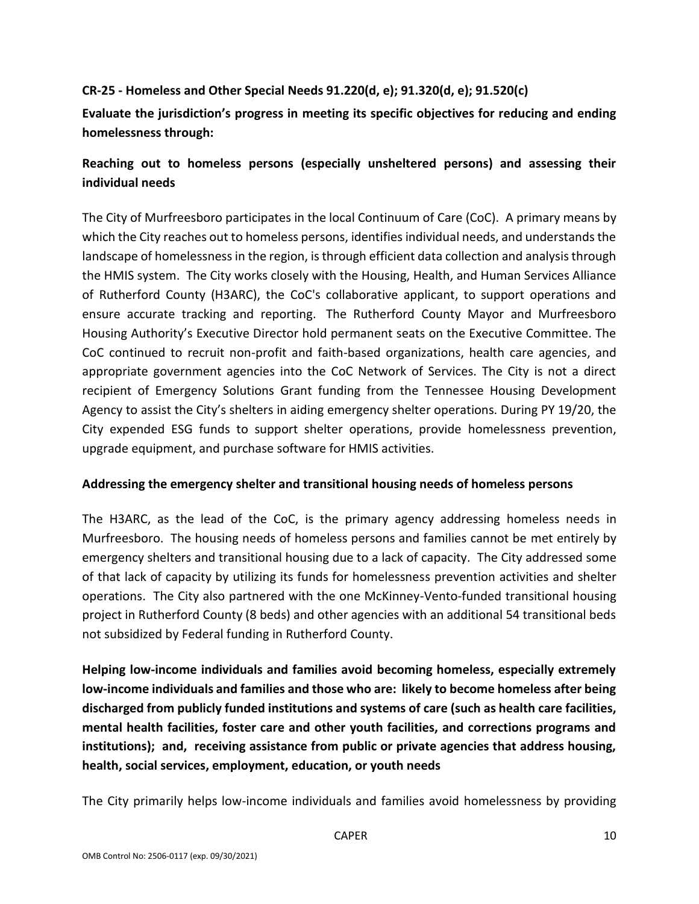## CR-25 - Homeless and Other Special Needs 91.220(d, e); 91.320(d, e); 91.520(c)

**Evaluate the jurisdiction's progress in meeting its specific objectives for reducing and ending homelessness through:**

**Reaching out to homeless persons (especially unsheltered persons) and assessing their individual needs**

The City of Murfreesboro participates in the local Continuum of Care (CoC). A primary means by which the City reaches out to homeless persons, identifies individual needs, and understands the landscape of homelessness in the region, is through efficient data collection and analysis through the HMIS system. The City works closely with the Housing, Health, and Human Services Alliance of Rutherford County (H3ARC), the CoC's collaborative applicant, to support operations and ensure accurate tracking and reporting. The Rutherford County Mayor and Murfreesboro Housing Authority's Executive Director hold permanent seats on the Executive Committee. The CoC continued to recruit non-profit and faith-based organizations, health care agencies, and appropriate government agencies into the CoC Network of Services. The City is not a direct recipient of Emergency Solutions Grant funding from the Tennessee Housing Development Agency to assist the City's shelters in aiding emergency shelter operations. During PY 19/20, the City expended ESG funds to support shelter operations, provide homelessness prevention, upgrade equipment, and purchase software for HMIS activities.

**Addressing the emergency shelter and transitional housing needs of homeless persons**

The H3ARC, as the lead of the CoC, is the primary agency addressing homeless needs in Murfreesboro. The housing needs of homeless persons and families cannot be met entirely by emergency shelters and transitional housing due to a lack of capacity. The City addressed some of that lack of capacity by utilizing its funds for homelessness prevention activities and shelter operations. The City also partnered with the one McKinney-Vento-funded transitional housing project in Rutherford County (8 beds) and other agencies with an additional 54 transitional beds not subsidized by Federal funding in Rutherford County.

**Helping low-income individuals and families avoid becoming homeless, especially extremely low-income individuals and families and those who are: likely to become homeless after being discharged from publicly funded institutions and systems of care (such as health care facilities, mental health facilities, foster care and other youth facilities, and corrections programs and institutions); and, receiving assistance from public or private agencies that address housing, health, social services, employment, education, or youth needs**

The City primarily helps low-income individuals and families avoid homelessness by providing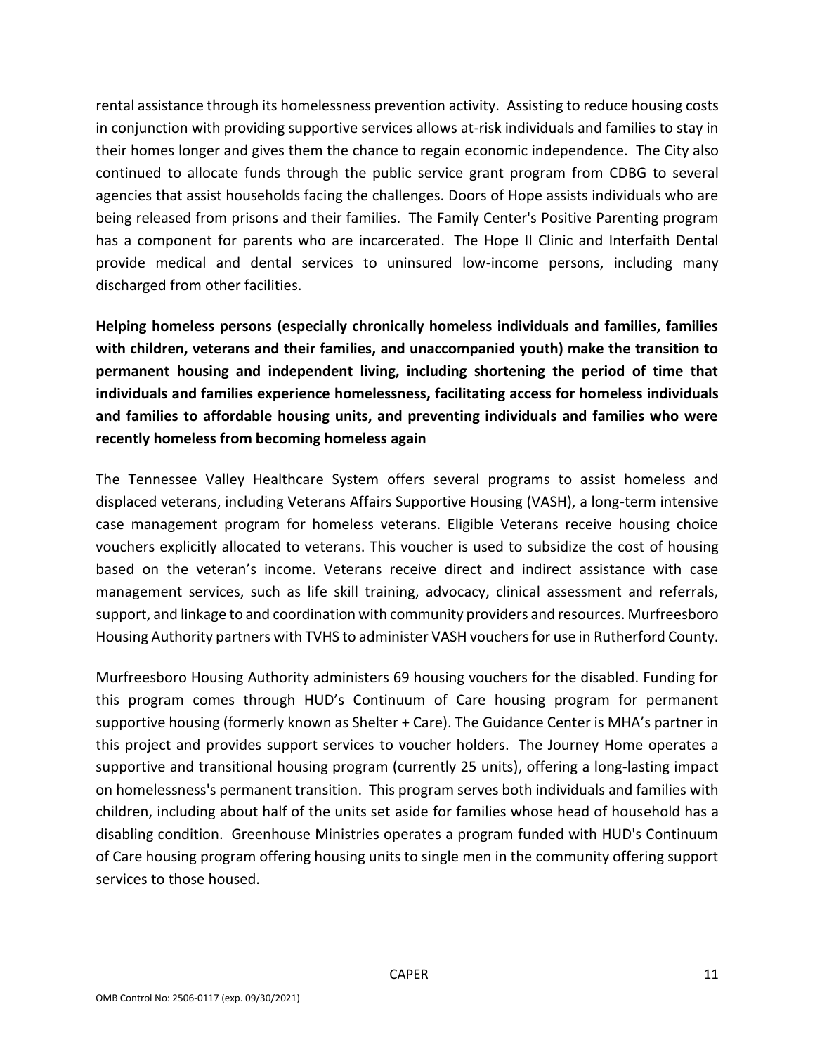rental assistance through its homelessness prevention activity. Assisting to reduce housing costs in conjunction with providing supportive services allows at-risk individuals and families to stay in their homes longer and gives them the chance to regain economic independence. The City also continued to allocate funds through the public service grant program from CDBG to several agencies that assist households facing the challenges. Doors of Hope assists individuals who are being released from prisons and their families. The Family Center's Positive Parenting program has a component for parents who are incarcerated. The Hope II Clinic and Interfaith Dental provide medical and dental services to uninsured low-income persons, including many discharged from other facilities.

**Helping homeless persons (especially chronically homeless individuals and families, families with children, veterans and their families, and unaccompanied youth) make the transition to permanent housing and independent living, including shortening the period of time that individuals and families experience homelessness, facilitating access for homeless individuals and families to affordable housing units, and preventing individuals and families who were recently homeless from becoming homeless again**

The Tennessee Valley Healthcare System offers several programs to assist homeless and displaced veterans, including Veterans Affairs Supportive Housing (VASH), a long-term intensive case management program for homeless veterans. Eligible Veterans receive housing choice vouchers explicitly allocated to veterans. This voucher is used to subsidize the cost of housing based on the veteran's income. Veterans receive direct and indirect assistance with case management services, such as life skill training, advocacy, clinical assessment and referrals, support, and linkage to and coordination with community providers and resources. Murfreesboro Housing Authority partners with TVHS to administer VASH vouchers for use in Rutherford County.

Murfreesboro Housing Authority administers 69 housing vouchers for the disabled. Funding for this program comes through HUD's Continuum of Care housing program for permanent supportive housing (formerly known as Shelter + Care). The Guidance Center is MHA's partner in this project and provides support services to voucher holders. The Journey Home operates a supportive and transitional housing program (currently 25 units), offering a long-lasting impact on homelessness's permanent transition. This program serves both individuals and families with children, including about half of the units set aside for families whose head of household has a disabling condition. Greenhouse Ministries operates a program funded with HUD's Continuum of Care housing program offering housing units to single men in the community offering support services to those housed.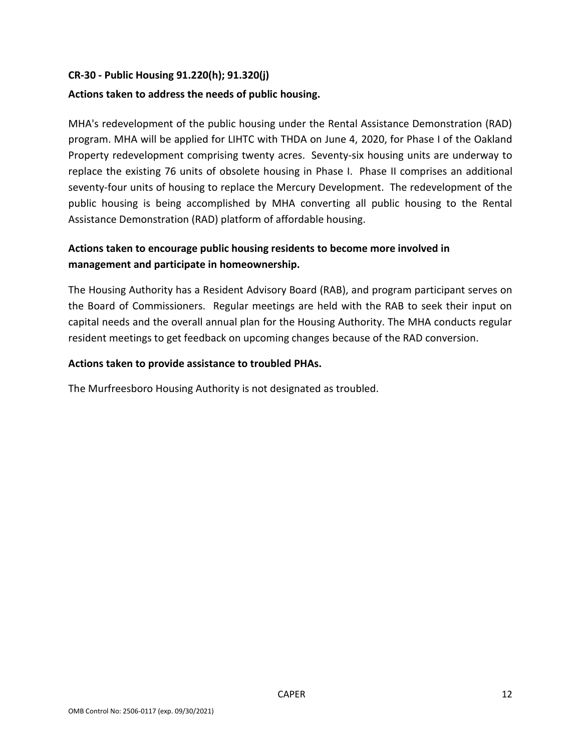## CR-30 - Public Housing 91.220(h); 91.320(j)

### Actions taken to address the needs of public housing.

MHA's redevelopment of the public housing under the Rental Assistance Demonstration (RAD) program. MHA will be applied for LIHTC with THDA on June 4, 2020, for Phase I of the Oakland Property redevelopment comprising twenty acres. Seventy-six housing units are underway to replace the existing 76 units of obsolete housing in Phase I. Phase II comprises an additional seventy-four units of housing to replace the Mercury Development. The redevelopment of the public housing is being accomplished by MHA converting all public housing to the Rental Assistance Demonstration (RAD) platform of affordable housing.

### Actions taken to encourage public housing residents to become more involved in management and participate in homeownership.

The Housing Authority has a Resident Advisory Board (RAB), and program participant serves on the Board of Commissioners. Regular meetings are held with the RAB to seek their input on capital needs and the overall annual plan for the Housing Authority. The MHA conducts regular resident meetings to get feedback on upcoming changes because of the RAD conversion.

### Actions taken to provide assistance to troubled PHAs.

The Murfreesboro Housing Authority is not designated as troubled.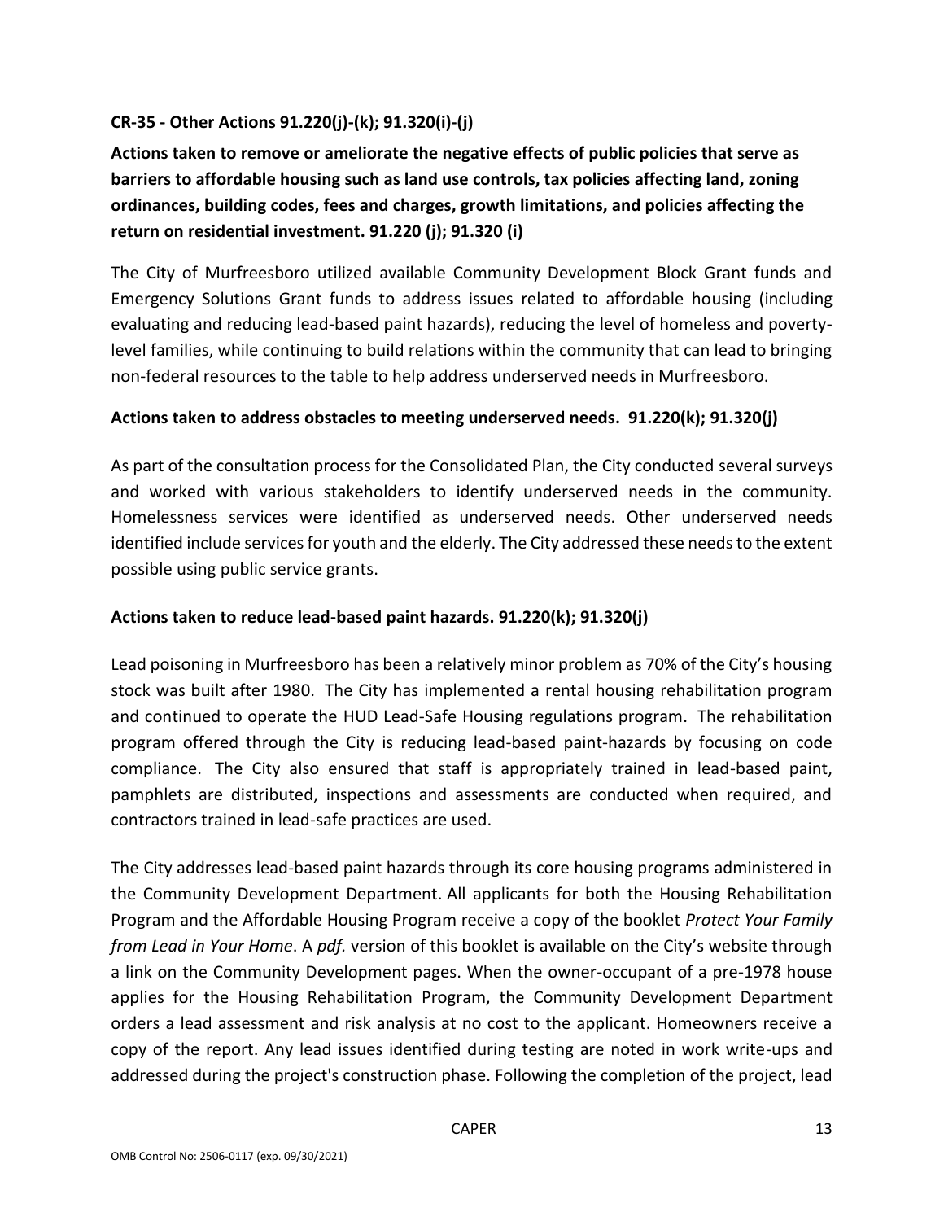## CR-35 - Other Actions 91.220(j)-(k); 91.320(i)-(j)

**Actions taken to remove or ameliorate the negative effects of public policies that serve as barriers to affordable housing such as land use controls, tax policies affecting land, zoning ordinances, building codes, fees and charges, growth limitations, and policies affecting the return on residential investment. 91.220 (j); 91.320 (i)**

The City of Murfreesboro utilized available Community Development Block Grant funds and Emergency Solutions Grant funds to address issues related to affordable housing (including evaluating and reducing lead-based paint hazards), reducing the level of homeless and poverty-level families, while continuing to build relations within the community that can lead to bringing non-federal resources to the table to help address underserved needs in Murfreesboro.

**Actions taken to address obstacles to meeting underserved needs. 91.220(k); 91.320(j)**

As part of the consultation process for the Consolidated Plan, the City conducted several surveys and worked with various stakeholders to identify underserved needs in the community. Homelessness services were identified as underserved needs. Other underserved needs identified include services for youth and the elderly. The City addressed these needs to the extent possible using public service grants.

**Actions taken to reduce lead-based paint hazards. 91.220(k); 91.320(j)**

Lead poisoning in Murfreesboro has been a relatively minor problem as 70% of the City's housing stock was built after 1980. The City has implemented a rental housing rehabilitation program and continued to operate the HUD Lead-Safe Housing regulations program. The rehabilitation program offered through the City is reducing lead-based paint-hazards by focusing on code compliance. The City also ensured that staff is appropriately trained in lead-based paint, pamphlets are distributed, inspections and assessments are conducted when required, and contractors trained in lead-safe practices are used.

The City addresses lead-based paint hazards through its core housing programs administered in the Community Development Department. All applicants for both the Housing Rehabilitation Program and the Affordable Housing Program receive a copy of the booklet *Protect Your Family from Lead in Your Home*. A *pdf.* version of this booklet is available on the City's website through a link on the Community Development pages. When the owner-occupant of a pre-1978 house applies for the Housing Rehabilitation Program, the Community Development Department orders a lead assessment and risk analysis at no cost to the applicant. Homeowners receive a copy of the report. Any lead issues identified during testing are noted in work write-ups and addressed during the project's construction phase. Following the completion of the project, lead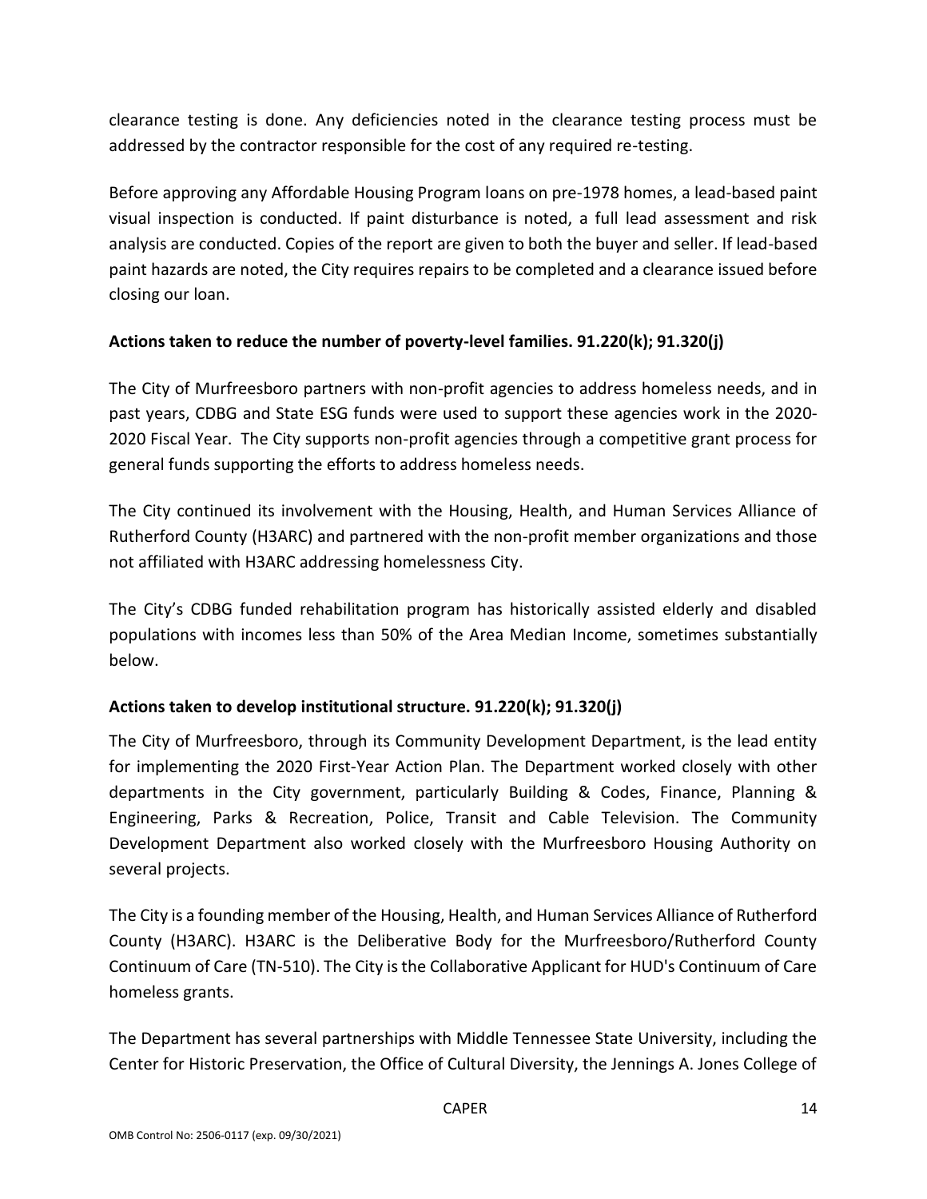clearance testing is done. Any deficiencies noted in the clearance testing process must be addressed by the contractor responsible for the cost of any required re-testing.

Before approving any Affordable Housing Program loans on pre-1978 homes, a lead-based paint visual inspection is conducted. If paint disturbance is noted, a full lead assessment and risk analysis are conducted. Copies of the report are given to both the buyer and seller. If lead-based paint hazards are noted, the City requires repairs to be completed and a clearance issued before closing our loan.

**Actions taken to reduce the number of poverty-level families. 91.220(k); 91.320(j)**

The City of Murfreesboro partners with non-profit agencies to address homeless needs, and in past years, CDBG and State ESG funds were used to support these agencies work in the 2020-2020 Fiscal Year. The City supports non-profit agencies through a competitive grant process for general funds supporting the efforts to address homeless needs.

The City continued its involvement with the Housing, Health, and Human Services Alliance of Rutherford County (H3ARC) and partnered with the non-profit member organizations and those not affiliated with H3ARC addressing homelessness City.

The City's CDBG funded rehabilitation program has historically assisted elderly and disabled populations with incomes less than 50% of the Area Median Income, sometimes substantially below.

**Actions taken to develop institutional structure. 91.220(k); 91.320(j)**

The City of Murfreesboro, through its Community Development Department, is the lead entity for implementing the 2020 First-Year Action Plan. The Department worked closely with other departments in the City government, particularly Building & Codes, Finance, Planning & Engineering, Parks & Recreation, Police, Transit and Cable Television. The Community Development Department also worked closely with the Murfreesboro Housing Authority on several projects.

The City is a founding member of the Housing, Health, and Human Services Alliance of Rutherford County (H3ARC). H3ARC is the Deliberative Body for the Murfreesboro/Rutherford County Continuum of Care (TN-510). The City is the Collaborative Applicant for HUD's Continuum of Care homeless grants.

The Department has several partnerships with Middle Tennessee State University, including the Center for Historic Preservation, the Office of Cultural Diversity, the Jennings A. Jones College of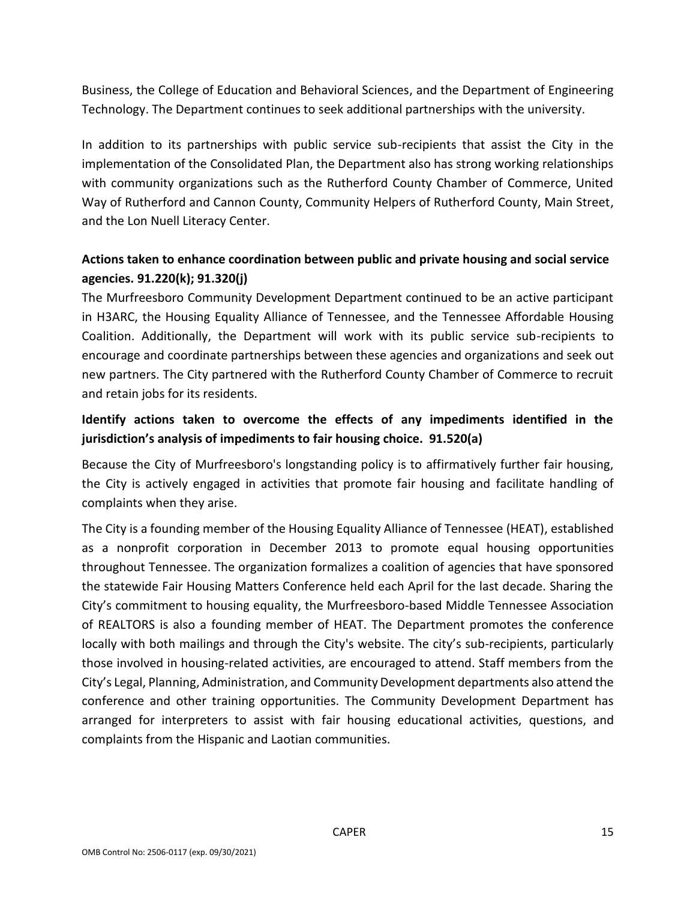Business, the College of Education and Behavioral Sciences, and the Department of Engineering Technology. The Department continues to seek additional partnerships with the university.

In addition to its partnerships with public service sub-recipients that assist the City in the implementation of the Consolidated Plan, the Department also has strong working relationships with community organizations such as the Rutherford County Chamber of Commerce, United Way of Rutherford and Cannon County, Community Helpers of Rutherford County, Main Street, and the Lon Nuell Literacy Center.

**Actions taken to enhance coordination between public and private housing and social service agencies. 91.220(k); 91.320(j)**

The Murfreesboro Community Development Department continued to be an active participant in H3ARC, the Housing Equality Alliance of Tennessee, and the Tennessee Affordable Housing Coalition. Additionally, the Department will work with its public service sub-recipients to encourage and coordinate partnerships between these agencies and organizations and seek out new partners. The City partnered with the Rutherford County Chamber of Commerce to recruit and retain jobs for its residents.

**Identify actions taken to overcome the effects of any impediments identified in the jurisdiction's analysis of impediments to fair housing choice. 91.520(a)**

Because the City of Murfreesboro's longstanding policy is to affirmatively further fair housing, the City is actively engaged in activities that promote fair housing and facilitate handling of complaints when they arise.

The City is a founding member of the Housing Equality Alliance of Tennessee (HEAT), established as a nonprofit corporation in December 2013 to promote equal housing opportunities throughout Tennessee. The organization formalizes a coalition of agencies that have sponsored the statewide Fair Housing Matters Conference held each April for the last decade. Sharing the City's commitment to housing equality, the Murfreesboro-based Middle Tennessee Association of REALTORS is also a founding member of HEAT. The Department promotes the conference locally with both mailings and through the City's website. The city's sub-recipients, particularly those involved in housing-related activities, are encouraged to attend. Staff members from the City's Legal, Planning, Administration, and Community Development departments also attend the conference and other training opportunities. The Community Development Department has arranged for interpreters to assist with fair housing educational activities, questions, and complaints from the Hispanic and Laotian communities.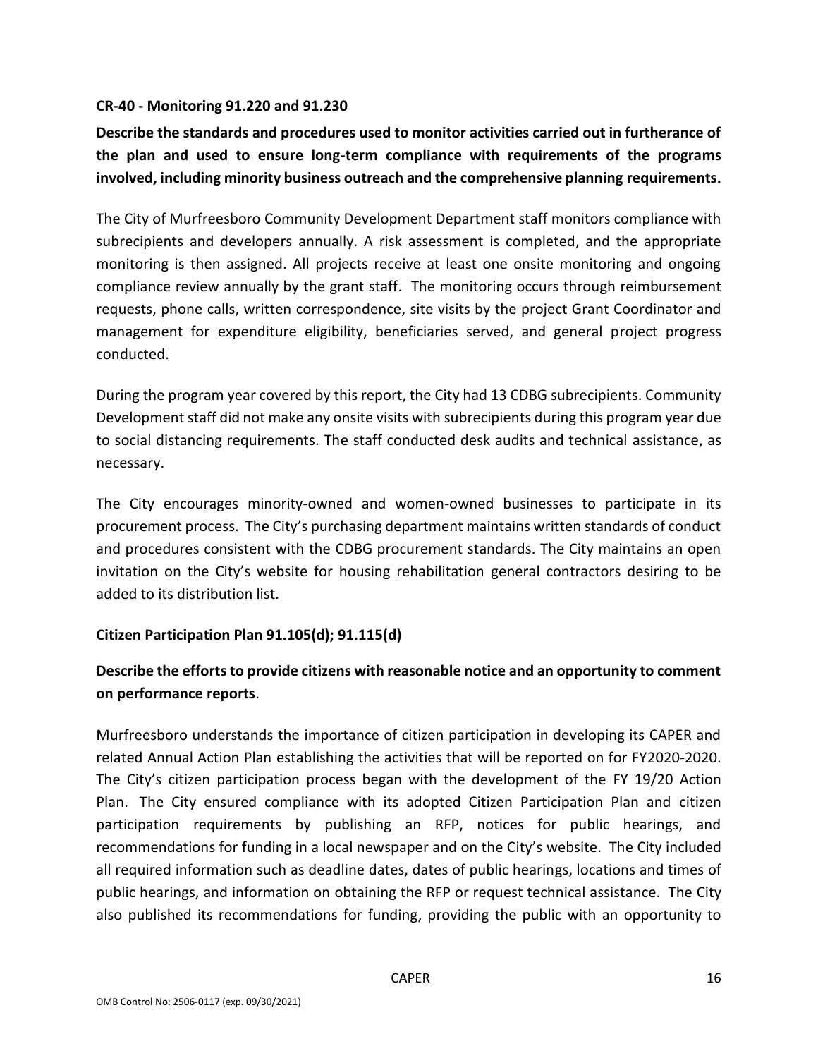### CR-40 - Monitoring 91.220 and 91.230

**Describe the standards and procedures used to monitor activities carried out in furtherance of the plan and used to ensure long-term compliance with requirements of the programs involved, including minority business outreach and the comprehensive planning requirements.**

The City of Murfreesboro Community Development Department staff monitors compliance with subrecipients and developers annually. A risk assessment is completed, and the appropriate monitoring is then assigned. All projects receive at least one onsite monitoring and ongoing compliance review annually by the grant staff. The monitoring occurs through reimbursement requests, phone calls, written correspondence, site visits by the project Grant Coordinator and management for expenditure eligibility, beneficiaries served, and general project progress conducted.

During the program year covered by this report, the City had 13 CDBG subrecipients. Community Development staff did not make any onsite visits with subrecipients during this program year due to social distancing requirements. The staff conducted desk audits and technical assistance, as necessary.

The City encourages minority-owned and women-owned businesses to participate in its procurement process. The City's purchasing department maintains written standards of conduct and procedures consistent with the CDBG procurement standards. The City maintains an open invitation on the City's website for housing rehabilitation general contractors desiring to be added to its distribution list.

### Citizen Participation Plan 91.105(d); 91.115(d)

**Describe the efforts to provide citizens with reasonable notice and an opportunity to comment on performance reports**.

Murfreesboro understands the importance of citizen participation in developing its CAPER and related Annual Action Plan establishing the activities that will be reported on for FY2020-2020. The City's citizen participation process began with the development of the FY 19/20 Action Plan. The City ensured compliance with its adopted Citizen Participation Plan and citizen participation requirements by publishing an RFP, notices for public hearings, and recommendations for funding in a local newspaper and on the City's website. The City included all required information such as deadline dates, dates of public hearings, locations and times of public hearings, and information on obtaining the RFP or request technical assistance. The City also published its recommendations for funding, providing the public with an opportunity to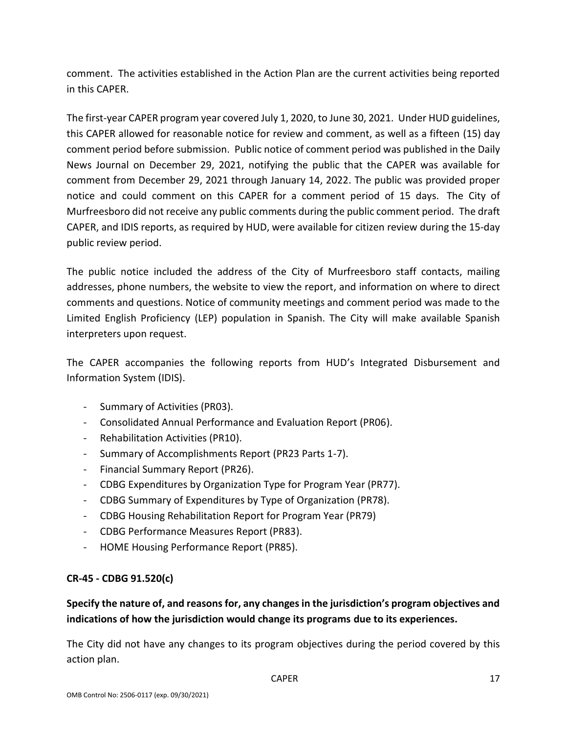comment. The activities established in the Action Plan are the current activities being reported in this CAPER.

The first-year CAPER program year covered July 1, 2020, to June 30, 2021. Under HUD guidelines, this CAPER allowed for reasonable notice for review and comment, as well as a fifteen (15) day comment period before submission. Public notice of comment period was published in the Daily News Journal on December 29, 2021, notifying the public that the CAPER was available for comment from December 29, 2021 through January 14, 2022. The public was provided proper notice and could comment on this CAPER for a comment period of 15 days. The City of Murfreesboro did not receive any public comments during the public comment period. The draft CAPER, and IDIS reports, as required by HUD, were available for citizen review during the 15-day public review period.

The public notice included the address of the City of Murfreesboro staff contacts, mailing addresses, phone numbers, the website to view the report, and information on where to direct comments and questions. Notice of community meetings and comment period was made to the Limited English Proficiency (LEP) population in Spanish. The City will make available Spanish interpreters upon request.

The CAPER accompanies the following reports from HUD's Integrated Disbursement and Information System (IDIS).

- Summary of Activities (PR03).
- Consolidated Annual Performance and Evaluation Report (PR06).
- Rehabilitation Activities (PR10).
- Summary of Accomplishments Report (PR23 Parts 1-7).
- Financial Summary Report (PR26).
- CDBG Expenditures by Organization Type for Program Year (PR77).
- CDBG Summary of Expenditures by Type of Organization (PR78).
- CDBG Housing Rehabilitation Report for Program Year (PR79)
- CDBG Performance Measures Report (PR83).
- HOME Housing Performance Report (PR85).

## CR-45 - CDBG 91.520(c)

**Specify the nature of, and reasons for, any changes in the jurisdiction's program objectives and indications of how the jurisdiction would change its programs due to its experiences.**

The City did not have any changes to its program objectives during the period covered by this action plan.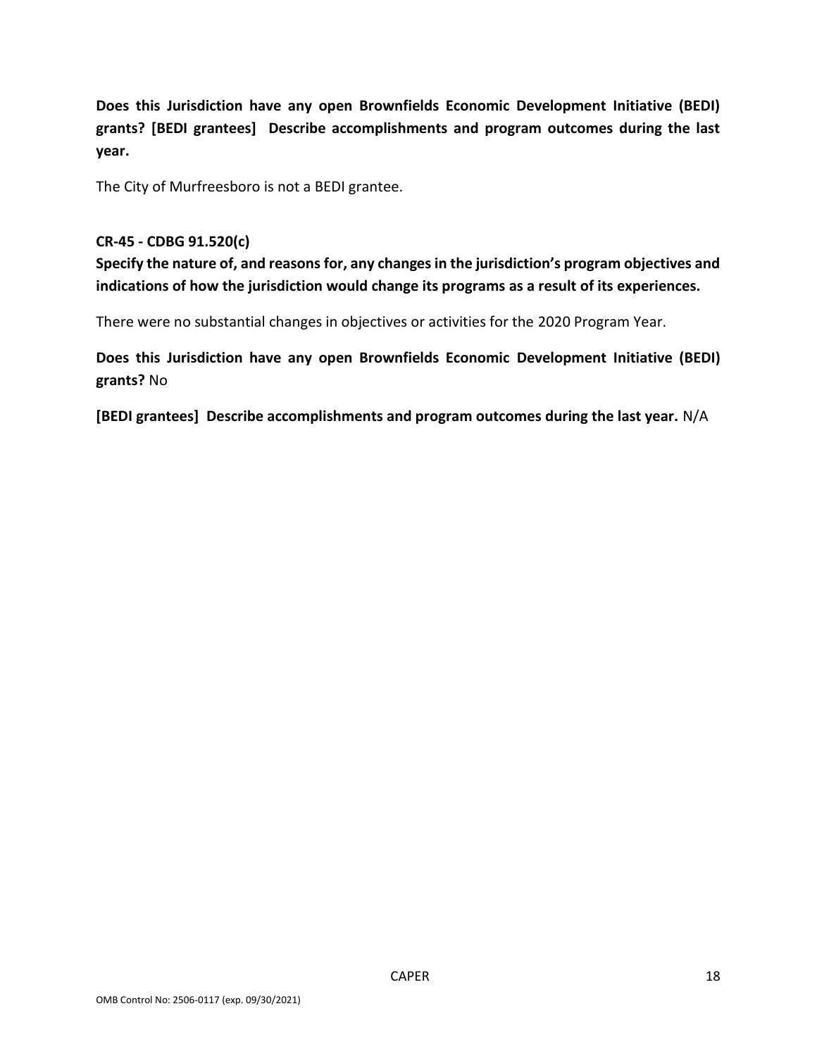**Does this Jurisdiction have any open Brownfields Economic Development Initiative (BEDI) grants? [BEDI grantees] Describe accomplishments and program outcomes during the last year.**

The City of Murfreesboro is not a BEDI grantee.

## CR-45 - CDBG 91.520(c)

**Specify the nature of, and reasons for, any changes in the jurisdiction's program objectives and indications of how the jurisdiction would change its programs as a result of its experiences.**

There were no substantial changes in objectives or activities for the 2020 Program Year.

**Does this Jurisdiction have any open Brownfields Economic Development Initiative (BEDI) grants?** No

**[BEDI grantees] Describe accomplishments and program outcomes during the last year.** N/A